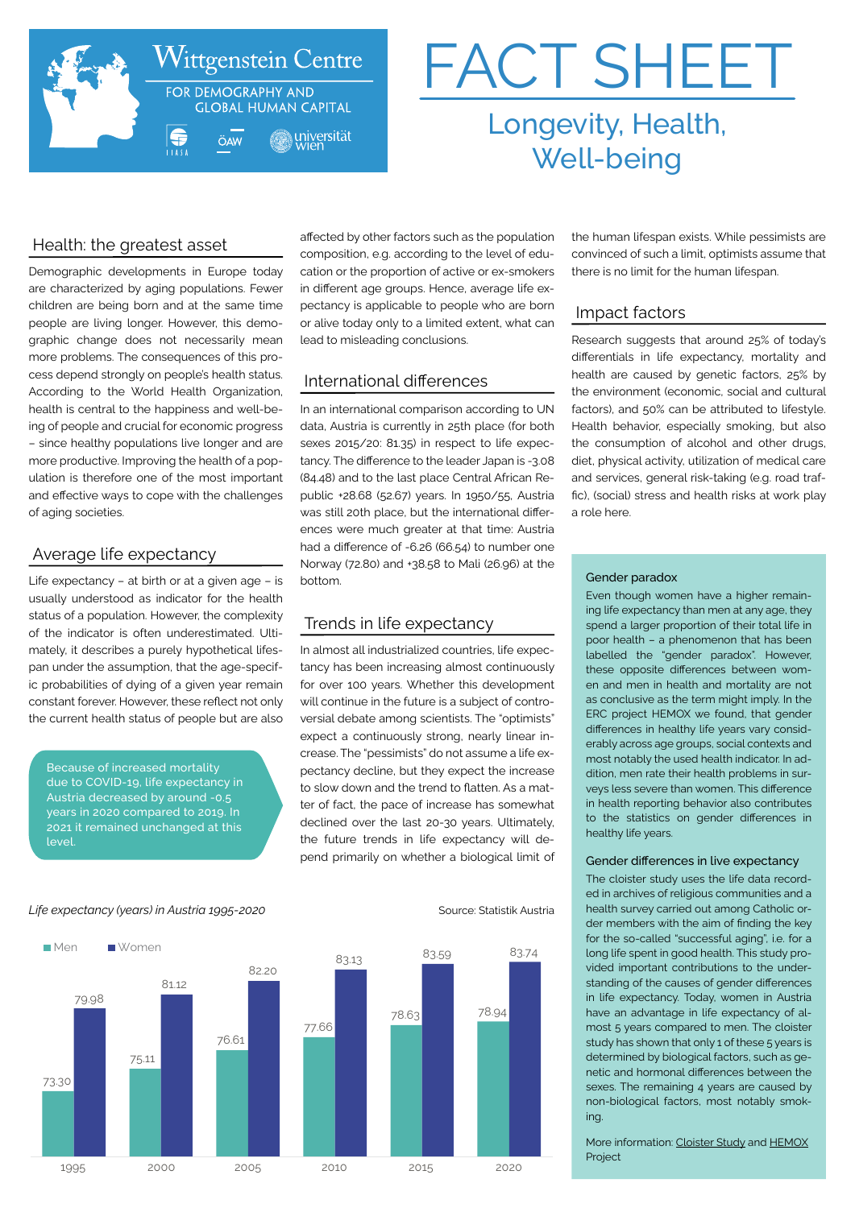Wittgenstein Centre

FOR DEMOGRAPHY AND GLOBAL HUMAN CAPITAL

IIASA ÖAW universität wien

# FACT SHEET

## Longevity, Health, Well-being

### Health: the greatest asset

Demographic developments in Europe today are characterized by aging populations. Fewer children are being born and at the same time people are living longer. However, this demographic change does not necessarily mean more problems. The consequences of this process depend strongly on people's health status. According to the World Health Organization, health is central to the happiness and well-being of people and crucial for economic progress – since healthy populations live longer and are more productive. Improving the health of a population is therefore one of the most important and effective ways to cope with the challenges of aging societies.

### Average life expectancy

Life expectancy – at birth or at a given age – is usually understood as indicator for the health status of a population. However, the complexity of the indicator is often underestimated. Ultimately, it describes a purely hypothetical lifespan under the assumption, that the age-specific probabilities of dying of a given year remain constant forever. However, these reflect not only the current health status of people but are also affected by other factors such as the population composition, e.g. according to the level of education or the proportion of active or ex-smokers in different age groups. Hence, average life expectancy is applicable to people who are born or alive today only to a limited extent, what can lead to misleading conclusions.

> Because of increased mortality due to COVID-19, life expectancy in Austria decreased by around -0.5 years in 2020 compared to 2019. In 2021 it remained unchanged at this level.

### International differences

In an international comparison according to UN data, Austria is currently in 25th place (for both sexes 2015/20: 81.35) in respect to life expectancy. The difference to the leader Japan is -3.08 (84.48) and to the last place Central African Republic +28.68 (52.67) years. In 1950/55, Austria was still 20th place, but the international differences were much greater at that time: Austria had a difference of -6.26 (66.54) to number one Norway (72.80) and +38.58 to Mali (26.96) at the bottom.

### Trends in life expectancy

In almost all industrialized countries, life expectancy has been increasing almost continuously for over 100 years. Whether this development will continue in the future is a subject of controversial debate among scientists. The "optimists" expect a continuously strong, nearly linear increase. The "pessimists" do not assume a life expectancy decline, but they expect the increase to slow down and the trend to flatten. As a matter of fact, the pace of increase has somewhat declined over the last 20-30 years. Ultimately, the future trends in life expectancy will depend primarily on whether a biological limit of the human lifespan exists. While pessimists are convinced of such a limit, optimists assume that there is no limit for the human lifespan.

### Impact factors

Research suggests that around 25% of today's differentials in life expectancy, mortality and health are caused by genetic factors, 25% by the environment (economic, social and cultural factors), and 50% can be attributed to lifestyle. Health behavior, especially smoking, but also the consumption of alcohol and other drugs, diet, physical activity, utilization of medical care and services, general risk-taking (e.g. road traffic), (social) stress and health risks at work play a role here.

*Life expectancy (years) in Austria 1995-2020* — Source: Statistik Austria

| Year | Men | Women |
|---|---|---|
| 1995 | 73.30 | 79.98 |
| 2000 | 75.11 | 81.12 |
| 2005 | 76.61 | 82.20 |
| 2010 | 77.66 | 83.13 |
| 2015 | 78.63 | 83.59 |
| 2020 | 78.94 | 83.74 |

#### Gender paradox

Even though women have a higher remaining life expectancy than men at any age, they spend a larger proportion of their total life in poor health – a phenomenon that has been labelled the "gender paradox". However, these opposite differences between women and men in health and mortality are not as conclusive as the term might imply. In the ERC project HEMOX we found, that gender differences in healthy life years vary considerably across age groups, social contexts and most notably the used health indicator. In addition, men rate their health problems in surveys less severe than women. This difference in health reporting behavior also contributes to the statistics on gender differences in healthy life years.

#### Gender differences in live expectancy

The cloister study uses the life data recorded in archives of religious communities and a health survey carried out among Catholic order members with the aim of finding the key for the so-called "successful aging", i.e. for a long life spent in good health. This study provided important contributions to the understanding of the causes of gender differences in life expectancy. Today, women in Austria have an advantage in life expectancy of almost 5 years compared to men. The cloister study has shown that only 1 of these 5 years is determined by biological factors, such as genetic and hormonal differences between the sexes. The remaining 4 years are caused by non-biological factors, most notably smoking.

More information: Cloister Study and HEMOX Project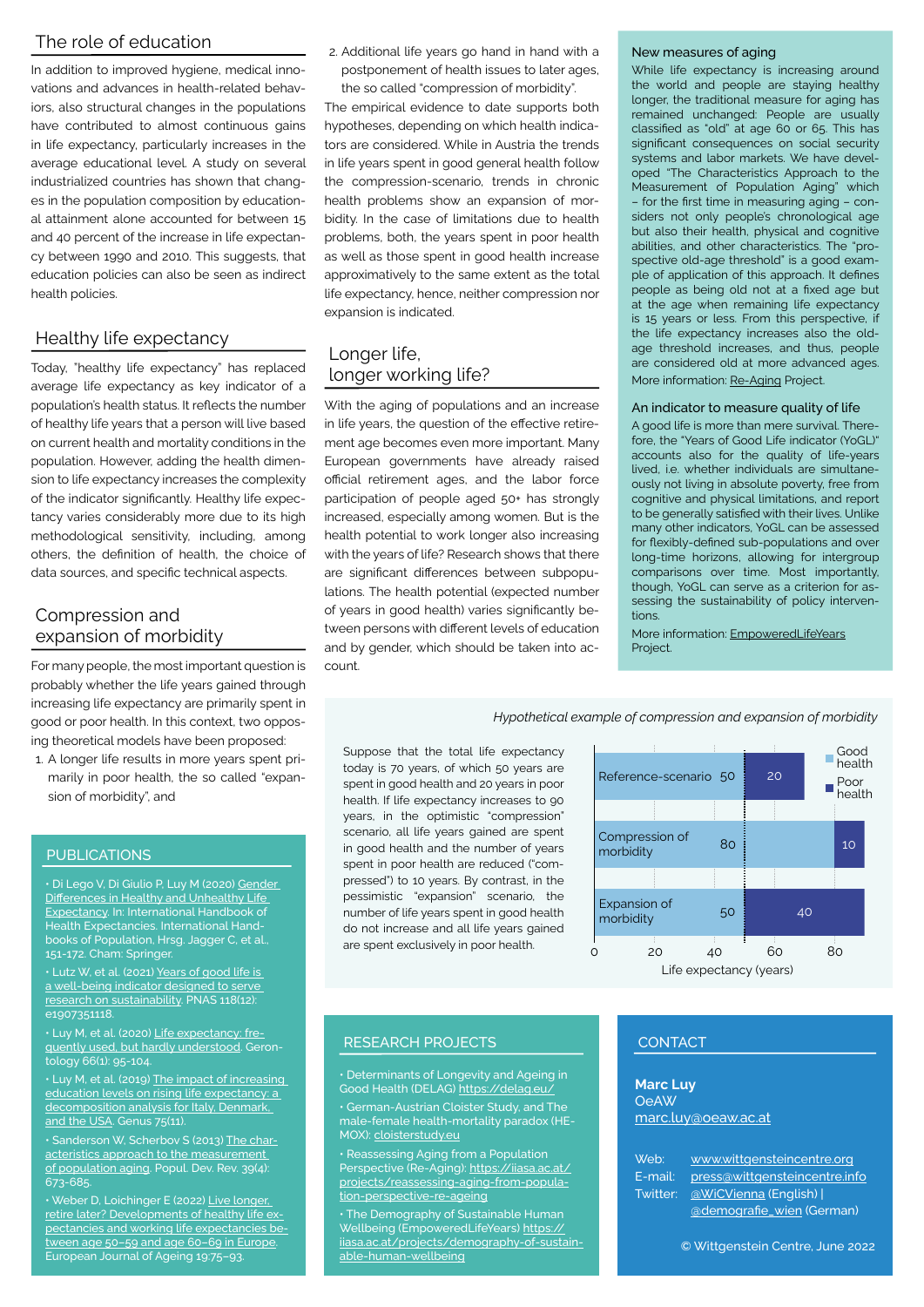## The role of education

In addition to improved hygiene, medical innovations and advances in health-related behaviors, also structural changes in the populations have contributed to almost continuous gains in life expectancy, particularly increases in the average educational level. A study on several industrialized countries has shown that changes in the population composition by educational attainment alone accounted for between 15 and 40 percent of the increase in life expectancy between 1990 and 2010. This suggests, that education policies can also be seen as indirect health policies.

## Healthy life expectancy

Today, "healthy life expectancy" has replaced average life expectancy as key indicator of a population's health status. It reflects the number of healthy life years that a person will live based on current health and mortality conditions in the population. However, adding the health dimension to life expectancy increases the complexity of the indicator significantly. Healthy life expectancy varies considerably more due to its high methodological sensitivity, including, among others, the definition of health, the choice of data sources, and specific technical aspects.

## Compression and expansion of morbidity

For many people, the most important question is probably whether the life years gained through increasing life expectancy are primarily spent in good or poor health. In this context, two opposing theoretical models have been proposed:

1. A longer life results in more years spent primarily in poor health, the so called "expansion of morbidity", and
2. Additional life years go hand in hand with a postponement of health issues to later ages, the so called "compression of morbidity".

The empirical evidence to date supports both hypotheses, depending on which health indicators are considered. While in Austria the trends in life years spent in good general health follow the compression-scenario, trends in chronic health problems show an expansion of morbidity. In the case of limitations due to health problems, both, the years spent in poor health as well as those spent in good health increase approximately to the same extent as the total life expectancy, hence, neither compression nor expansion is indicated.

## Longer life, longer working life?

With the aging of populations and an increase in life years, the question of the effective retirement age becomes even more important. Many European governments have already raised official retirement ages, and the labor force participation of people aged 50+ has strongly increased, especially among women. But is the health potential to work longer also increasing with the years of life? Research shows that there are significant differences between subpopulations. The health potential (expected number of years in good health) varies significantly between persons with different levels of education and by gender, which should be taken into account.

### New measures of aging

While life expectancy is increasing around the world and people are staying healthy longer, the traditional measure for aging has remained unchanged: People are usually classified as "old" at age 60 or 65. This has significant consequences on social security systems and labor markets. We have developed "The Characteristics Approach to the Measurement of Population Aging" which – for the first time in measuring aging – considers not only people's chronological age but also their health, physical and cognitive abilities, and other characteristics. The "prospective old-age threshold" is a good example of application of this approach. It defines people as being old not at a fixed age but at the age when remaining life expectancy is 15 years or less. From this perspective, if the life expectancy increases also the old-age threshold increases, and thus, people are considered old at more advanced ages.

More information: Re-Aging Project.

### An indicator to measure quality of life

A good life is more than mere survival. Therefore, the "Years of Good Life indicator (YoGL)" accounts also for the quality of life-years lived, i.e. whether individuals are simultaneously not living in absolute poverty, free from cognitive and physical limitations, and report to be generally satisfied with their lives. Unlike many other indicators, YoGL can be assessed for flexibly-defined sub-populations and over long-time horizons, allowing for intergroup comparisons over time. Most importantly, though, YoGL can serve as a criterion for assessing the sustainability of policy interventions.

More information: EmpoweredLifeYears Project.

*Hypothetical example of compression and expansion of morbidity*

Suppose that the total life expectancy today is 70 years, of which 50 years are spent in good health and 20 years in poor health. If life expectancy increases to 90 years, in the optimistic "compression" scenario, all life years gained are spent in good health and the number of years spent in poor health are reduced ("compressed") to 10 years. By contrast, in the pessimistic "expansion" scenario, the number of life years spent in good health do not increase and all life years gained are spent exclusively in poor health.

Reference-scenario 50 20
Compression of morbidity 80 10
Expansion of morbidity 50 40
Good health
Poor health
0 20 40 60 80
Life expectancy (years)

## PUBLICATIONS

- Di Lego V, Di Giulio P, Luy M (2020) Gender Differences in Healthy and Unhealthy Life Expectancy. In: International Handbook of Health Expectancies. International Handbooks of Population, Hrsg. Jagger C, et al., 151-172. Cham: Springer.
- Lutz W, et al. (2021) Years of good life is a well-being indicator designed to serve research on sustainability. PNAS 118(12): e1907351118.
- Luy M, et al. (2020) Life expectancy: frequently used, but hardly understood. Gerontology 66(1): 95-104.
- Luy M, et al. (2019) The impact of increasing education levels on rising life expectancy: a decomposition analysis for Italy, Denmark, and the USA. Genus 75(11).
- Sanderson W, Scherbov S (2013) The characteristics approach to the measurement of population aging. Popul. Dev. Rev. 39(4): 673-685.
- Weber D, Loichinger E (2022) Live longer, retire later? Developments of healthy life expectancies and working life expectancies between age 50–59 and age 60–69 in Europe. European Journal of Ageing 19:75–93.

## RESEARCH PROJECTS

- Determinants of Longevity and Ageing in Good Health (DELAG) https://delag.eu/
- German-Austrian Cloister Study, and The male-female health-mortality paradox (HEMOX): cloisterstudy.eu
- Reassessing Aging from a Population Perspective (Re-Aging): https://iiasa.ac.at/projects/reassessing-aging-from-population-perspective-re-ageing
- The Demography of Sustainable Human Wellbeing (EmpoweredLifeYears) https://iiasa.ac.at/projects/demography-of-sustainable-human-wellbeing

## CONTACT

**Marc Luy**
OeAW
marc.luy@oeaw.ac.at

Web: www.wittgensteincentre.org
E-mail: press@wittgensteincentre.info
Twitter: @WiCVienna (English) | @demografie_wien (German)

© Wittgenstein Centre, June 2022